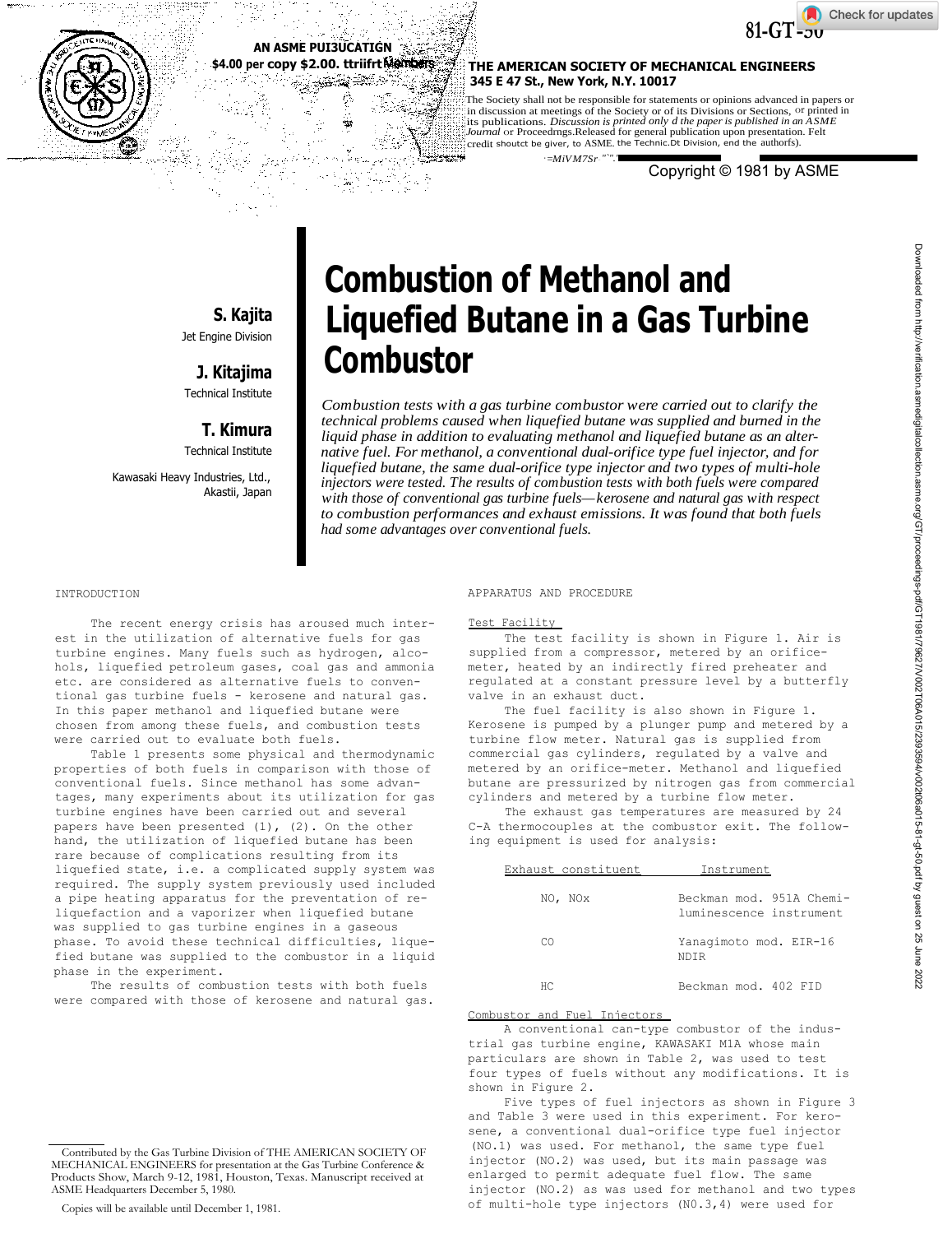81-GT-50

AN ASME PUBLICATION

$4.00 per copy $2.00 to ASME Members

THE AMERICAN SOCIETY OF MECHANICAL ENGINEERS
345 E 47 St., New York, N.Y. 10017

The Society shall not be responsible for statements or opinions advanced in papers or in discussion at meetings of the Society or of its Divisions or Sections, or printed in its publications. *Discussion is printed only if the paper is published in an ASME Journal* or Proceedings. Released for general publication upon presentation. Full credit should be given to ASME, the Technical Division, and the author(s).

Copyright © 1981 by ASME

# Combustion of Methanol and Liquefied Butane in a Gas Turbine Combustor

**S. Kajita**
Jet Engine Division

**J. Kitajima**
Technical Institute

**T. Kimura**
Technical Institute

Kawasaki Heavy Industries, Ltd.,
Akashi, Japan

*Combustion tests with a gas turbine combustor were carried out to clarify the technical problems caused when liquefied butane was supplied and burned in the liquid phase in addition to evaluating methanol and liquefied butane as an alternative fuel. For methanol, a conventional dual-orifice type fuel injector, and for liquefied butane, the same dual-orifice type injector and two types of multi-hole injectors were tested. The results of combustion tests with both fuels were compared with those of conventional gas turbine fuels—kerosene and natural gas with respect to combustion performances and exhaust emissions. It was found that both fuels had some advantages over conventional fuels.*

## INTRODUCTION

The recent energy crisis has aroused much interest in the utilization of alternative fuels for gas turbine engines. Many fuels such as hydrogen, alcohols, liquefied petroleum gases, coal gas and ammonia etc. are considered as alternative fuels to conventional gas turbine fuels - kerosene and natural gas. In this paper methanol and liquefied butane were chosen from among these fuels, and combustion tests were carried out to evaluate both fuels.

Table 1 presents some physical and thermodynamic properties of both fuels in comparison with those of conventional fuels. Since methanol has some advantages, many experiments about its utilization for gas turbine engines have been carried out and several papers have been presented (1), (2). On the other hand, the utilization of liquefied butane has been rare because of complications resulting from its liquefied state, i.e. a complicated supply system was required. The supply system previously used included a pipe heating apparatus for the prevention of re-liquefaction and a vaporizer when liquefied butane was supplied to gas turbine engines in a gaseous phase. To avoid these technical difficulties, liquefied butane was supplied to the combustor in a liquid phase in the experiment.

The results of combustion tests with both fuels were compared with those of kerosene and natural gas.

## APPARATUS AND PROCEDURE

### Test Facility

The test facility is shown in Figure 1. Air is supplied from a compressor, metered by an orifice-meter, heated by an indirectly fired preheater and regulated at a constant pressure level by a butterfly valve in an exhaust duct.

The fuel facility is also shown in Figure 1. Kerosene is pumped by a plunger pump and metered by a turbine flow meter. Natural gas is supplied from commercial gas cylinders, regulated by a valve and metered by an orifice-meter. Methanol and liquefied butane are pressurized by nitrogen gas from commercial cylinders and metered by a turbine flow meter.

The exhaust gas temperatures are measured by 24 C-A thermocouples at the combustor exit. The following equipment is used for analysis:

| Exhaust constituent | Instrument |
|---|---|
| NO, NOx | Beckman mod. 951A Chemi-luminescence instrument |
| CO | Yanagimoto mod. EIR-16 NDIR |
| HC | Beckman mod. 402 FID |

### Combustor and Fuel Injectors

A conventional can-type combustor of the industrial gas turbine engine, KAWASAKI M1A whose main particulars are shown in Table 2, was used to test four types of fuels without any modifications. It is shown in Figure 2.

Five types of fuel injectors as shown in Figure 3 and Table 3 were used in this experiment. For kerosene, a conventional dual-orifice type fuel injector (NO.1) was used. For methanol, the same type fuel injector (NO.2) was used, but its main passage was enlarged to permit adequate fuel flow. The same injector (NO.2) as was used for methanol and two types of multi-hole type injectors (NO.3,4) were used for

Contributed by the Gas Turbine Division of THE AMERICAN SOCIETY OF MECHANICAL ENGINEERS for presentation at the Gas Turbine Conference & Products Show, March 9-12, 1981, Houston, Texas. Manuscript received at ASME Headquarters December 5, 1980.

Copies will be available until December 1, 1981.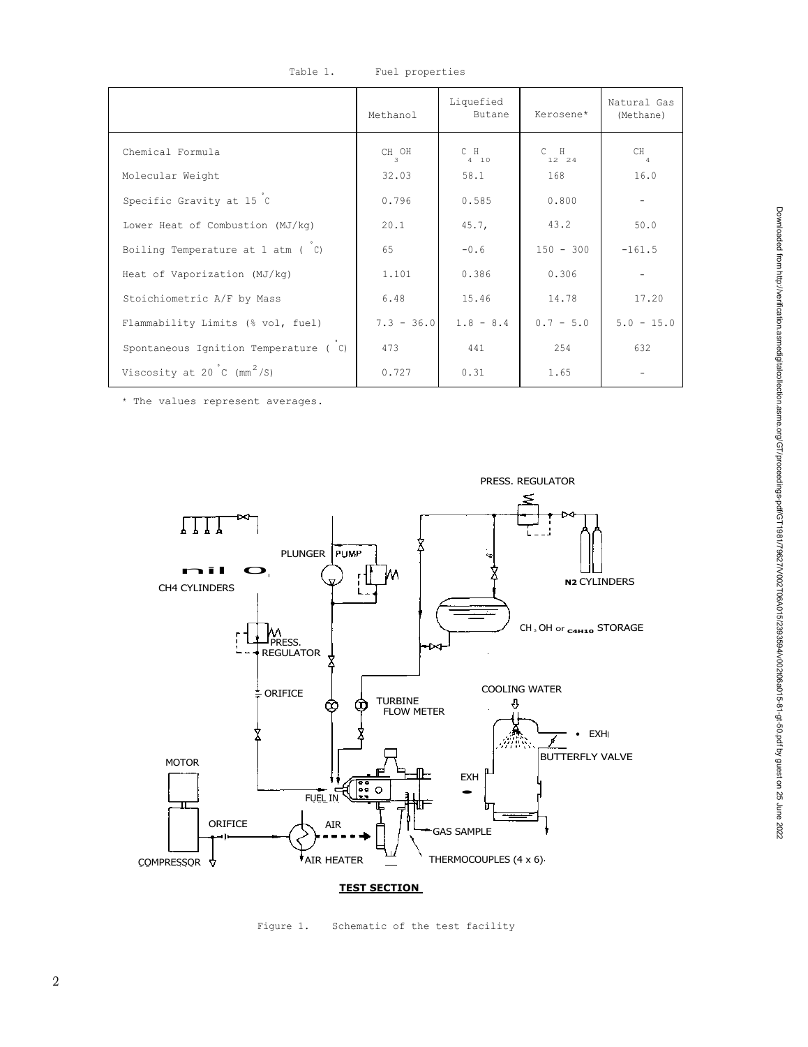Table 1. Fuel properties

| | Methanol | Liquefied Butane | Kerosene* | Natural Gas (Methane) |
|---|---|---|---|---|
| Chemical Formula | $CH_3OH$ | $C_4H_{10}$ | $C_{12}H_{24}$ | $CH_4$ |
| Molecular Weight | 32.03 | 58.1 | 168 | 16.0 |
| Specific Gravity at 15 °C | 0.796 | 0.585 | 0.800 | - |
| Lower Heat of Combustion (MJ/kg) | 20.1 | 45.7, | 43.2 | 50.0 |
| Boiling Temperature at 1 atm (°C) | 65 | -0.6 | 150 - 300 | -161.5 |
| Heat of Vaporization (MJ/kg) | 1.101 | 0.386 | 0.306 | - |
| Stoichiometric A/F by Mass | 6.48 | 15.46 | 14.78 | 17.20 |
| Flammability Limits (% vol, fuel) | 7.3 - 36.0 | 1.8 - 8.4 | 0.7 - 5.0 | 5.0 - 15.0 |
| Spontaneous Ignition Temperature (°C) | 473 | 441 | 254 | 632 |
| Viscosity at 20 °C ($mm^2/S$) | 0.727 | 0.31 | 1.65 | - |

\* The values represent averages.

Figure 1. Schematic of the test facility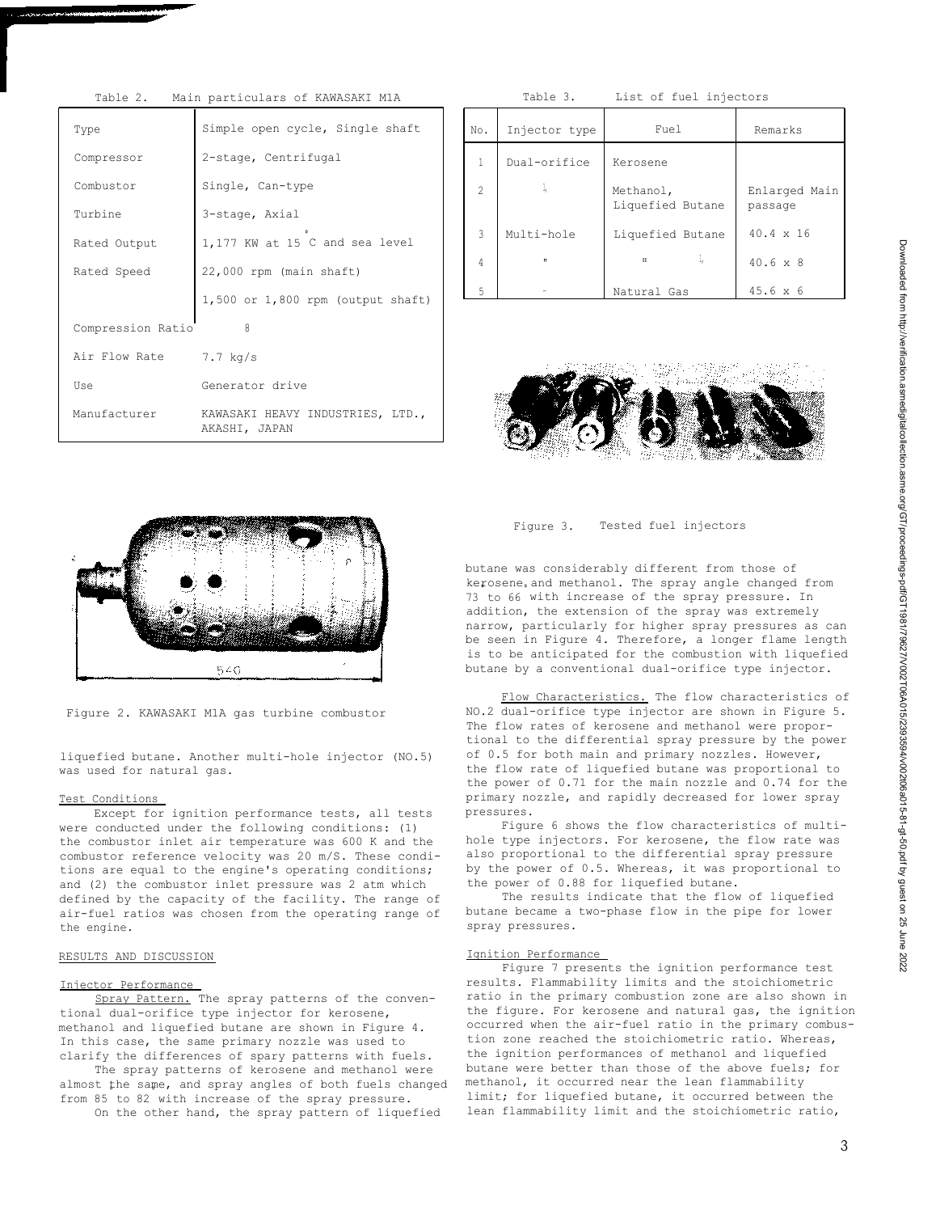Table 2. Main particulars of KAWASAKI M1A

| | |
|---|---|
| Type | Simple open cycle, Single shaft |
| Compressor | 2-stage, Centrifugal |
| Combustor | Single, Can-type |
| Turbine | 3-stage, Axial |
| Rated Output | 1,177 KW at 15 °C and sea level |
| Rated Speed | 22,000 rpm (main shaft) |
| | 1,500 or 1,800 rpm (output shaft) |
| Compression Ratio | 8 |
| Air Flow Rate | 7.7 kg/s |
| Use | Generator drive |
| Manufacturer | KAWASAKI HEAVY INDUSTRIES, LTD., AKASHI, JAPAN |

Figure 2. KAWASAKI M1A gas turbine combustor

Table 3. List of fuel injectors

| No. | Injector type | Fuel | Remarks |
|---|---|---|---|
| 1 | Dual-orifice | Kerosene | |
| 2 | 〃 | Methanol, Liquefied Butane | Enlarged Main passage |
| 3 | Multi-hole | Liquefied Butane | 40.4 x 16 |
| 4 | 〃 | 〃 | 40.6 x 8 |
| 5 | 〃 | Natural Gas | 45.6 x 6 |

Figure 3. Tested fuel injectors

liquefied butane. Another multi-hole injector (NO.5) was used for natural gas.

### Test Conditions

Except for ignition performance tests, all tests were conducted under the following conditions: (1) the combustor inlet air temperature was 600 K and the combustor reference velocity was 20 m/S. These conditions are equal to the engine's operating conditions; and (2) the combustor inlet pressure was 2 atm which defined by the capacity of the facility. The range of air-fuel ratios was chosen from the operating range of the engine.

## RESULTS AND DISCUSSION

### Injector Performance

Spray Pattern. The spray patterns of the conventional dual-orifice type injector for kerosene, methanol and liquefied butane are shown in Figure 4. In this case, the same primary nozzle was used to clarify the differences of spary patterns with fuels.

The spray patterns of kerosene and methanol were almost the same, and spray angles of both fuels changed from 85 to 82 with increase of the spray pressure.

On the other hand, the spray pattern of liquefied butane was considerably different from those of kerosene and methanol. The spray angle changed from 73 to 66 with increase of the spray pressure. In addition, the extension of the spray was extremely narrow, particularly for higher spray pressures as can be seen in Figure 4. Therefore, a longer flame length is to be anticipated for the combustion with liquefied butane by a conventional dual-orifice type injector.

Flow Characteristics. The flow characteristics of NO.2 dual-orifice type injector are shown in Figure 5. The flow rates of kerosene and methanol were proportional to the differential spray pressure by the power of 0.5 for both main and primary nozzles. However, the flow rate of liquefied butane was proportional to the power of 0.71 for the main nozzle and 0.74 for the primary nozzle, and rapidly decreased for lower spray pressures.

Figure 6 shows the flow characteristics of multi-hole type injectors. For kerosene, the flow rate was also proportional to the differential spray pressure by the power of 0.5. Whereas, it was proportional to the power of 0.88 for liquefied butane.

The results indicate that the flow of liquefied butane became a two-phase flow in the pipe for lower spray pressures.

### Ignition Performance

Figure 7 presents the ignition performance test results. Flammability limits and the stoichiometric ratio in the primary combustion zone are also shown in the figure. For kerosene and natural gas, the ignition occurred when the air-fuel ratio in the primary combustion zone reached the stoichiometric ratio. Whereas, the ignition performances of methanol and liquefied butane were better than those of the above fuels; for methanol, it occurred near the lean flammability limit; for liquefied butane, it occurred between the lean flammability limit and the stoichiometric ratio,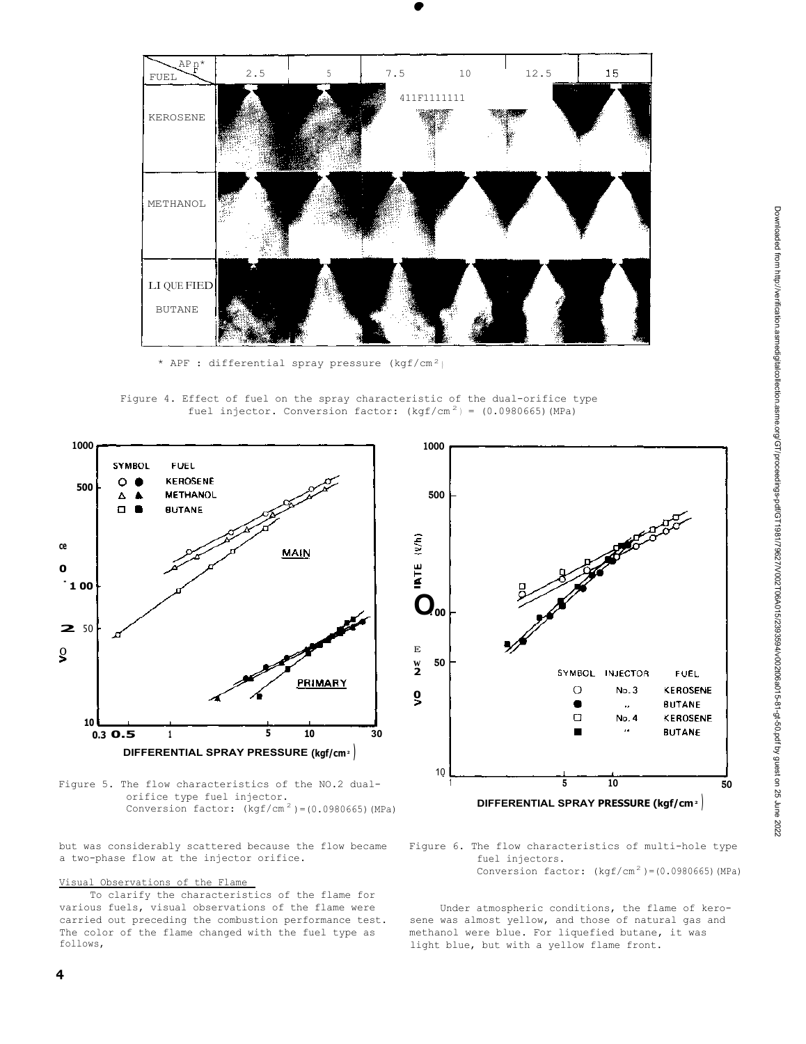| $\Delta P_F$* / FUEL | 2.5 | 5 | 7.5 | 10 | 12.5 | 15 |
| --- | --- | --- | --- | --- | --- | --- |
| KEROSENE | | | | | | |
| METHANOL | | | | | | |
| LIQUEFIED BUTANE | | | | | | |

* $\Delta P_F$ : differential spray pressure (kgf/cm$^2$)

Figure 4. Effect of fuel on the spray characteristic of the dual-orifice type fuel injector. Conversion factor: (kgf/cm$^2$) = (0.0980665)(MPa)

Figure 5. The flow characteristics of the NO.2 dual-orifice type fuel injector. Conversion factor: (kgf/cm$^2$)=(0.0980665)(MPa)

Figure 6. The flow characteristics of multi-hole type fuel injectors. Conversion factor: (kgf/cm$^2$)=(0.0980665)(MPa)

but was considerably scattered because the flow became a two-phase flow at the injector orifice.

### Visual Observations of the Flame

To clarify the characteristics of the flame for various fuels, visual observations of the flame were carried out preceding the combustion performance test. The color of the flame changed with the fuel type as follows,

Under atmospheric conditions, the flame of kerosene was almost yellow, and those of natural gas and methanol were blue. For liquefied butane, it was light blue, but with a yellow flame front.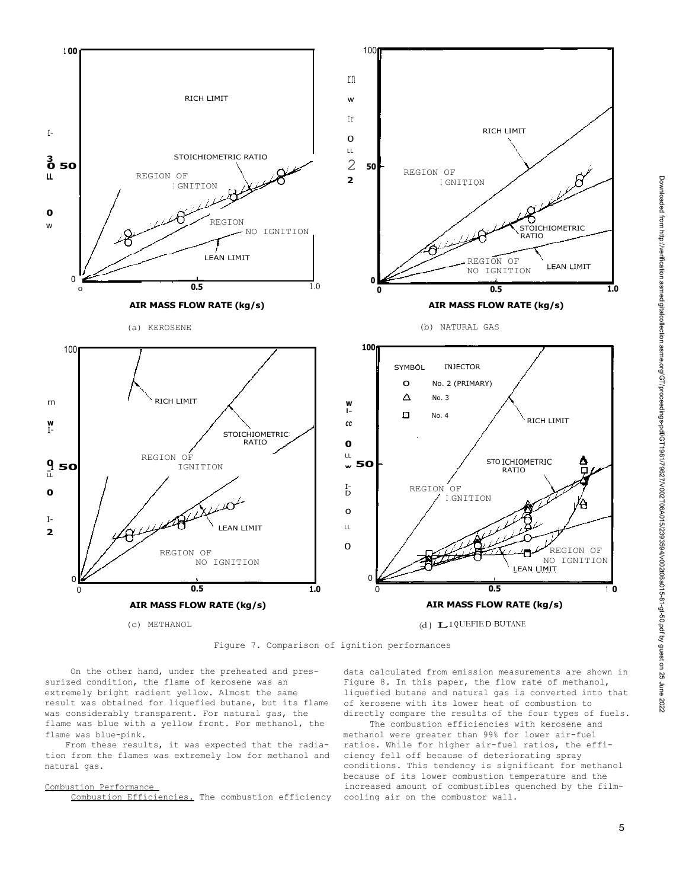Figure 7. Comparison of ignition performances

On the other hand, under the preheated and pressurized condition, the flame of kerosene was an extremely bright radient yellow. Almost the same result was obtained for liquefied butane, but its flame was considerably transparent. For natural gas, the flame was blue with a yellow front. For methanol, the flame was blue-pink.

From these results, it was expected that the radiation from the flames was extremely low for methanol and natural gas.

## Combustion Performance

Combustion Efficiencies. The combustion efficiency data calculated from emission measurements are shown in Figure 8. In this paper, the flow rate of methanol, liquefied butane and natural gas is converted into that of kerosene with its lower heat of combustion to directly compare the results of the four types of fuels.

The combustion efficiencies with kerosene and methanol were greater than 99% for lower air-fuel ratios. While for higher air-fuel ratios, the efficiency fell off because of deteriorating spray conditions. This tendency is significant for methanol because of its lower combustion temperature and the increased amount of combustibles quenched by the film-cooling air on the combustor wall.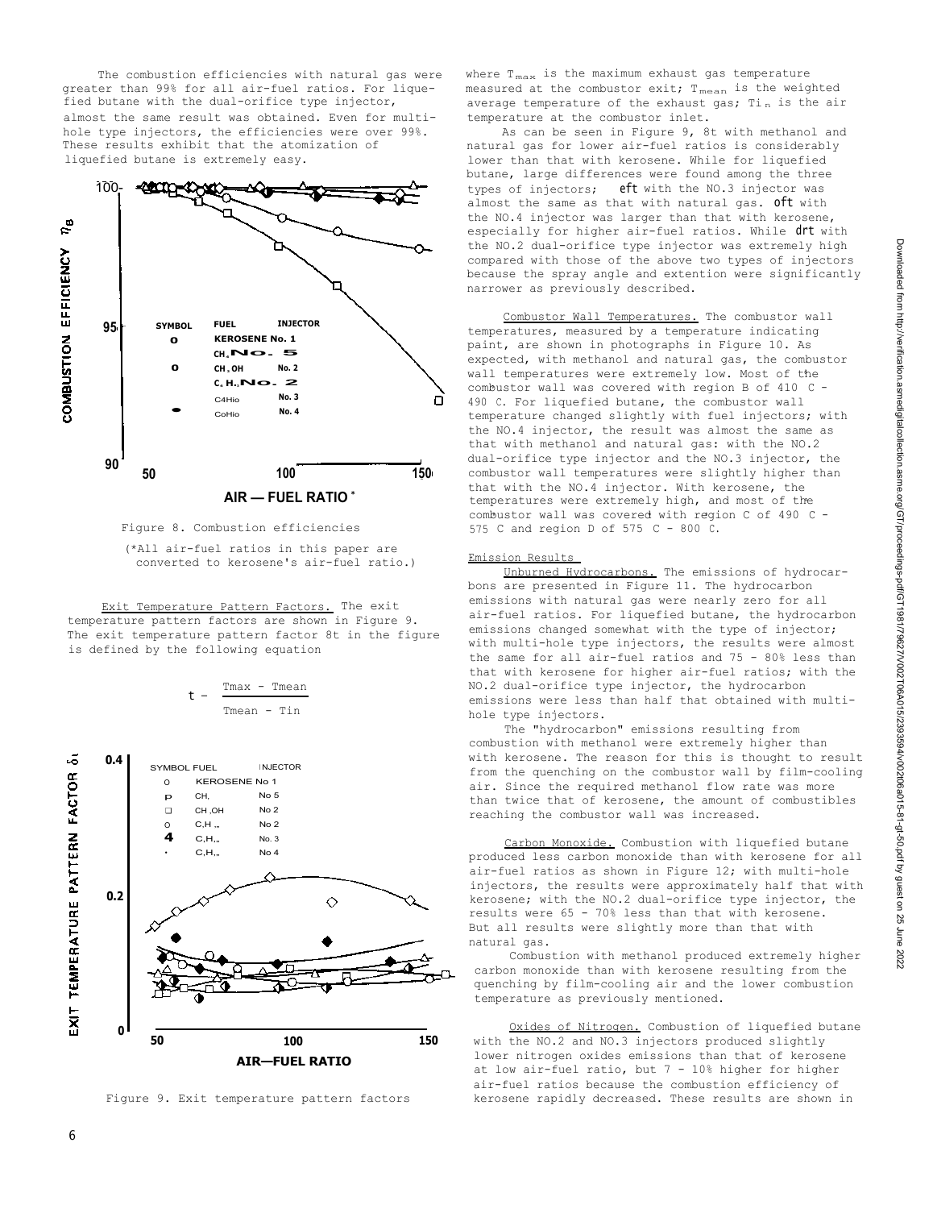The combustion efficiencies with natural gas were greater than 99% for all air-fuel ratios. For liquefied butane with the dual-orifice type injector, almost the same result was obtained. Even for multi-hole type injectors, the efficiencies were over 99%. These results exhibit that the atomization of liquefied butane is extremely easy.

Figure 8. Combustion efficiencies

(*All air-fuel ratios in this paper are converted to kerosene's air-fuel ratio.)

Exit Temperature Pattern Factors. The exit temperature pattern factors are shown in Figure 9. The exit temperature pattern factor $\delta t$ in the figure is defined by the following equation

$$\delta t = \frac{T_{max} - T_{mean}}{T_{mean} - T_{in}}$$

Figure 9. Exit temperature pattern factors

where $T_{max}$ is the maximum exhaust gas temperature measured at the combustor exit; $T_{mean}$ is the weighted average temperature of the exhaust gas; $T_{in}$ is the air temperature at the combustor inlet.

As can be seen in Figure 9, $\delta t$ with methanol and natural gas for lower air-fuel ratios is considerably lower than that with kerosene. While for liquefied butane, large differences were found among the three types of injectors; $\delta t$ with the NO.3 injector was almost the same as that with natural gas. $\delta t$ with the NO.4 injector was larger than that with kerosene, especially for higher air-fuel ratios. While $\delta t$ with the NO.2 dual-orifice type injector was extremely high compared with those of the above two types of injectors because the spray angle and extention were significantly narrower as previously described.

Combustor Wall Temperatures. The combustor wall temperatures, measured by a temperature indicating paint, are shown in photographs in Figure 10. As expected, with methanol and natural gas, the combustor wall temperatures were extremely low. Most of the combustor wall was covered with region B of 410 C - 490 C. For liquefied butane, the combustor wall temperature changed slightly with fuel injectors; with the NO.4 injector, the result was almost the same as that with methanol and natural gas: with the NO.2 dual-orifice type injector and the NO.3 injector, the combustor wall temperatures were slightly higher than that with the NO.4 injector. With kerosene, the temperatures were extremely high, and most of the combustor wall was covered with region C of 490 C - 575 C and region D of 575 C - 800 C.

## Emission Results

Unburned Hydrocarbons. The emissions of hydrocarbons are presented in Figure 11. The hydrocarbon emissions with natural gas were nearly zero for all air-fuel ratios. For liquefied butane, the hydrocarbon emissions changed somewhat with the type of injector; with multi-hole type injectors, the results were almost the same for all air-fuel ratios and 75 - 80% less than that with kerosene for higher air-fuel ratios; with the NO.2 dual-orifice type injector, the hydrocarbon emissions were less than half that obtained with multi-hole type injectors.

The "hydrocarbon" emissions resulting from combustion with methanol were extremely higher than with kerosene. The reason for this is thought to result from the quenching on the combustor wall by film-cooling air. Since the required methanol flow rate was more than twice that of kerosene, the amount of combustibles reaching the combustor wall was increased.

Carbon Monoxide. Combustion with liquefied butane produced less carbon monoxide than with kerosene for all air-fuel ratios as shown in Figure 12; with multi-hole injectors, the results were approximately half that with kerosene; with the NO.2 dual-orifice type injector, the results were 65 - 70% less than that with kerosene. But all results were slightly more than that with natural gas.

Combustion with methanol produced extremely higher carbon monoxide than with kerosene resulting from the quenching by film-cooling air and the lower combustion temperature as previously mentioned.

Oxides of Nitrogen. Combustion of liquefied butane with the NO.2 and NO.3 injectors produced slightly lower nitrogen oxides emissions than that of kerosene at low air-fuel ratio, but 7 - 10% higher for higher air-fuel ratios because the combustion efficiency of kerosene rapidly decreased. These results are shown in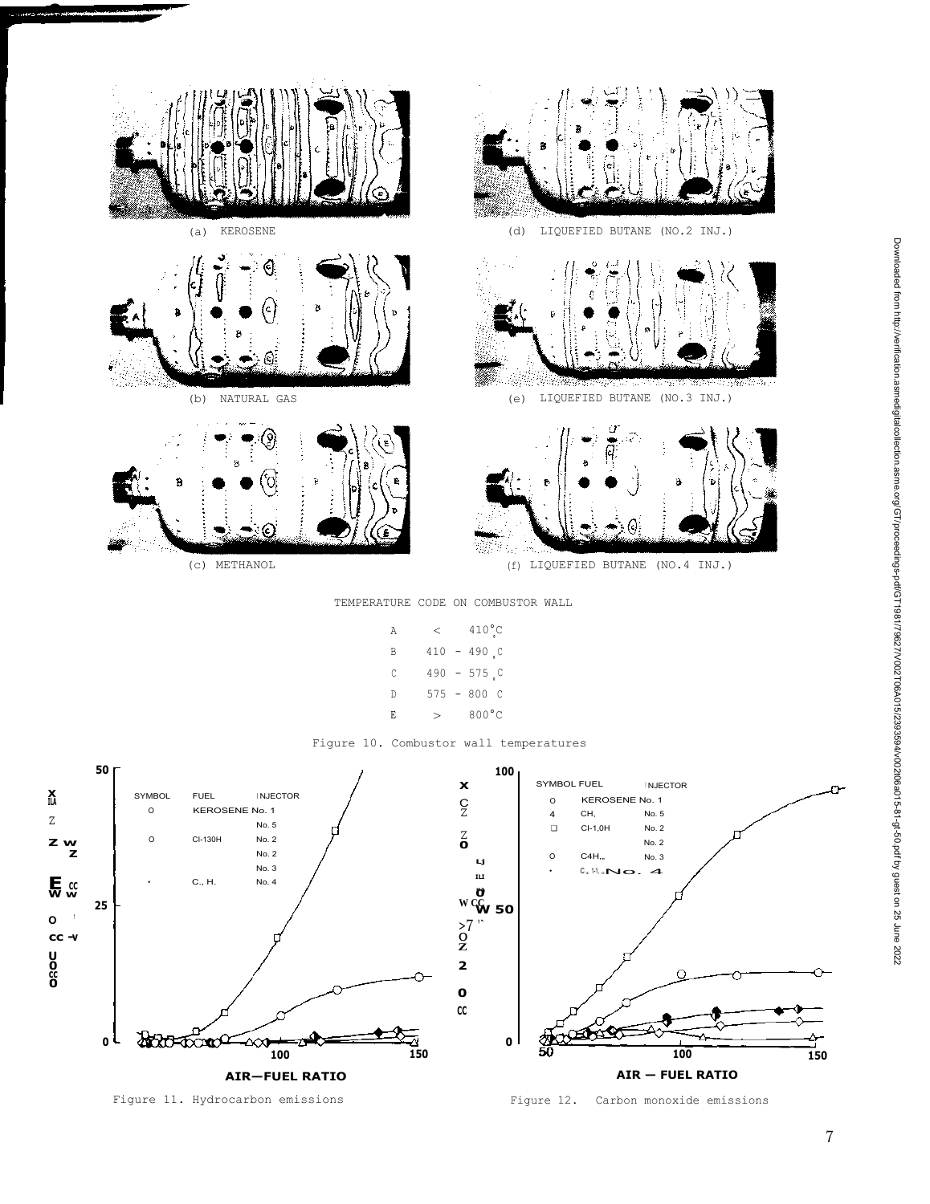(a) KEROSENE

(d) LIQUEFIED BUTANE (NO.2 INJ.)

(b) NATURAL GAS

(e) LIQUEFIED BUTANE (NO.3 INJ.)

(c) METHANOL

(f) LIQUEFIED BUTANE (NO.4 INJ.)

TEMPERATURE CODE ON COMBUSTOR WALL

| | |
|---|---|
| A | < 410°C |
| B | 410 - 490 °C |
| C | 490 - 575 °C |
| D | 575 - 800 °C |
| E | > 800°C |

Figure 10. Combustor wall temperatures

Figure 11. Hydrocarbon emissions

Figure 12. Carbon monoxide emissions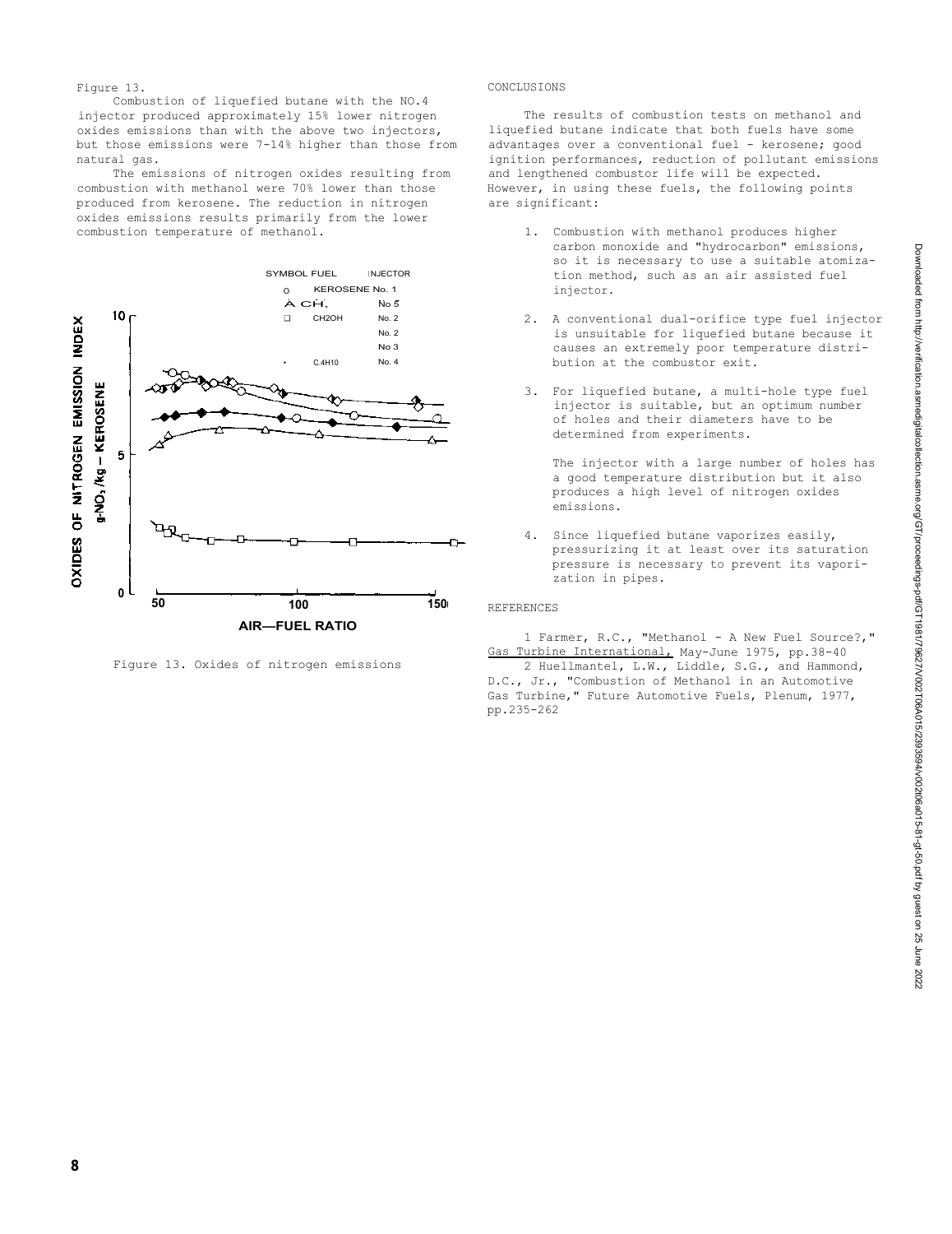Figure 13.

Combustion of liquefied butane with the NO.4 injector produced approximately 15% lower nitrogen oxides emissions than with the above two injectors, but those emissions were 7-14% higher than those from natural gas.

The emissions of nitrogen oxides resulting from combustion with methanol were 70% lower than those produced from kerosene. The reduction in nitrogen oxides emissions results primarily from the lower combustion temperature of methanol.

SYMBOL FUEL INJECTOR
o KEROSENE No. 1
Δ $CH_4$ No 5
□ $CH_3OH$ No. 2
No. 2
No 3
• $C_4H_{10}$ No. 4

OXIDES OF NITROGEN EMISSION INDEX
g-$NO_2$/kg – KEROSENE

10
5
0

50
100
150

AIR—FUEL RATIO

Figure 13. Oxides of nitrogen emissions

## CONCLUSIONS

The results of combustion tests on methanol and liquefied butane indicate that both fuels have some advantages over a conventional fuel - kerosene; good ignition performances, reduction of pollutant emissions and lengthened combustor life will be expected. However, in using these fuels, the following points are significant:

1. Combustion with methanol produces higher carbon monoxide and "hydrocarbon" emissions, so it is necessary to use a suitable atomization method, such as an air assisted fuel injector.

2. A conventional dual-orifice type fuel injector is unsuitable for liquefied butane because it causes an extremely poor temperature distribution at the combustor exit.

3. For liquefied butane, a multi-hole type fuel injector is suitable, but an optimum number of holes and their diameters have to be determined from experiments.

   The injector with a large number of holes has a good temperature distribution but it also produces a high level of nitrogen oxides emissions.

4. Since liquefied butane vaporizes easily, pressurizing it at least over its saturation pressure is necessary to prevent its vaporization in pipes.

## REFERENCES

1 Farmer, R.C., "Methanol - A New Fuel Source?," Gas Turbine International, May-June 1975, pp.38-40

2 Huellmantel, L.W., Liddle, S.G., and Hammond, D.C., Jr., "Combustion of Methanol in an Automotive Gas Turbine," Future Automotive Fuels, Plenum, 1977, pp.235-262